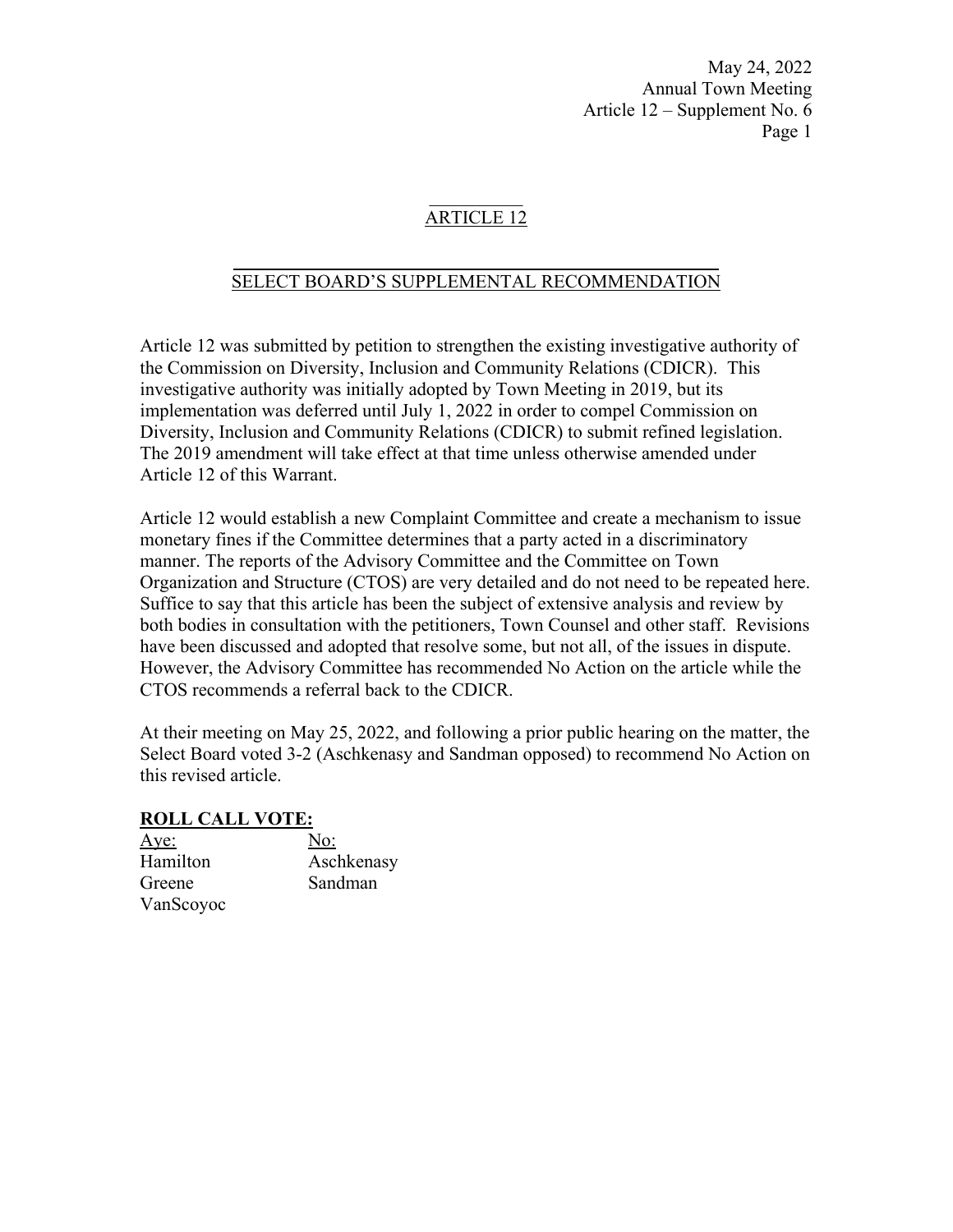May 24, 2022
Annual Town Meeting
Article 12 – Supplement No. 6

## ARTICLE 12

## SELECT BOARD'S SUPPLEMENTAL RECOMMENDATION

Article 12 was submitted by petition to strengthen the existing investigative authority of the Commission on Diversity, Inclusion and Community Relations (CDICR). This investigative authority was initially adopted by Town Meeting in 2019, but its implementation was deferred until July 1, 2022 in order to compel Commission on Diversity, Inclusion and Community Relations (CDICR) to submit refined legislation. The 2019 amendment will take effect at that time unless otherwise amended under Article 12 of this Warrant.

Article 12 would establish a new Complaint Committee and create a mechanism to issue monetary fines if the Committee determines that a party acted in a discriminatory manner. The reports of the Advisory Committee and the Committee on Town Organization and Structure (CTOS) are very detailed and do not need to be repeated here. Suffice to say that this article has been the subject of extensive analysis and review by both bodies in consultation with the petitioners, Town Counsel and other staff. Revisions have been discussed and adopted that resolve some, but not all, of the issues in dispute. However, the Advisory Committee has recommended No Action on the article while the CTOS recommends a referral back to the CDICR.

At their meeting on May 25, 2022, and following a prior public hearing on the matter, the Select Board voted 3-2 (Aschkenasy and Sandman opposed) to recommend No Action on this revised article.

**ROLL CALL VOTE:**

| Aye: | No: |
|---|---|
| Hamilton | Aschkenasy |
| Greene | Sandman |
| VanScoyoc | |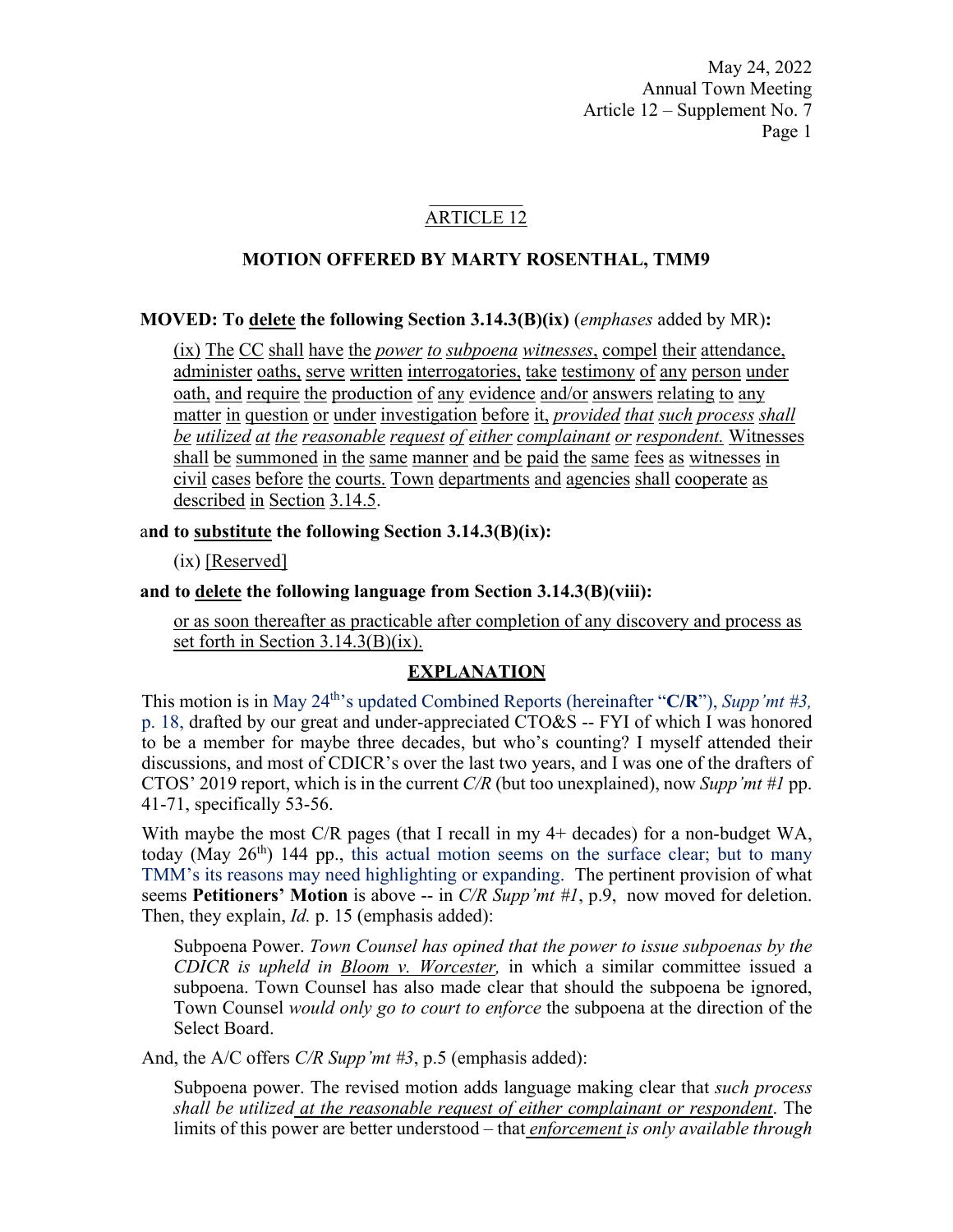## ARTICLE 12

### MOTION OFFERED BY MARTY ROSENTHAL, TMM9

**MOVED: To <u>delete</u> the following Section 3.14.3(B)(ix)** (*emphases* added by MR)**:**

> <u>(ix) The CC shall have the *power to subpoena witnesses*, compel their attendance, administer oaths, serve written interrogatories, take testimony of any person under oath, and require the production of any evidence and/or answers relating to any matter in question or under investigation before it, *provided that such process shall be utilized at the reasonable request of either complainant or respondent.* Witnesses shall be summoned in the same manner and be paid the same fees as witnesses in civil cases before the courts. Town departments and agencies shall cooperate as described in Section 3.14.5.</u>

a**nd to <u>substitute</u> the following Section 3.14.3(B)(ix):**

> (ix) <u>[Reserved]</u>

**and to <u>delete</u> the following language from Section 3.14.3(B)(viii):**

> <u>or as soon thereafter as practicable after completion of any discovery and process as set forth in Section 3.14.3(B)(ix).</u>

### <u>EXPLANATION</u>

This motion is in May 24th's updated Combined Reports (hereinafter "**C/R**"), *Supp'mt #3,* p. 18, drafted by our great and under-appreciated CTO&S -- FYI of which I was honored to be a member for maybe three decades, but who's counting? I myself attended their discussions, and most of CDICR's over the last two years, and I was one of the drafters of CTOS' 2019 report, which is in the current *C/R* (but too unexplained), now *Supp'mt #1* pp. 41-71, specifically 53-56.

With maybe the most C/R pages (that I recall in my 4+ decades) for a non-budget WA, today (May 26th) 144 pp., this actual motion seems on the surface clear; but to many TMM's its reasons may need highlighting or expanding. The pertinent provision of what seems **Petitioners' Motion** is above -- in *C/R Supp'mt #1*, p.9, now moved for deletion. Then, they explain, *Id.* p. 15 (emphasis added):

> Subpoena Power. *Town Counsel has opined that the power to issue subpoenas by the CDICR is upheld in <u>Bloom v. Worcester</u>,* in which a similar committee issued a subpoena. Town Counsel has also made clear that should the subpoena be ignored, Town Counsel *would only go to court to enforce* the subpoena at the direction of the Select Board.

And, the A/C offers *C/R Supp'mt #3*, p.5 (emphasis added):

> Subpoena power. The revised motion adds language making clear that *such process shall be utilized <u>at the reasonable request of either complainant or respondent</u>*. The limits of this power are better understood – that *<u>enforcement</u> is only available through*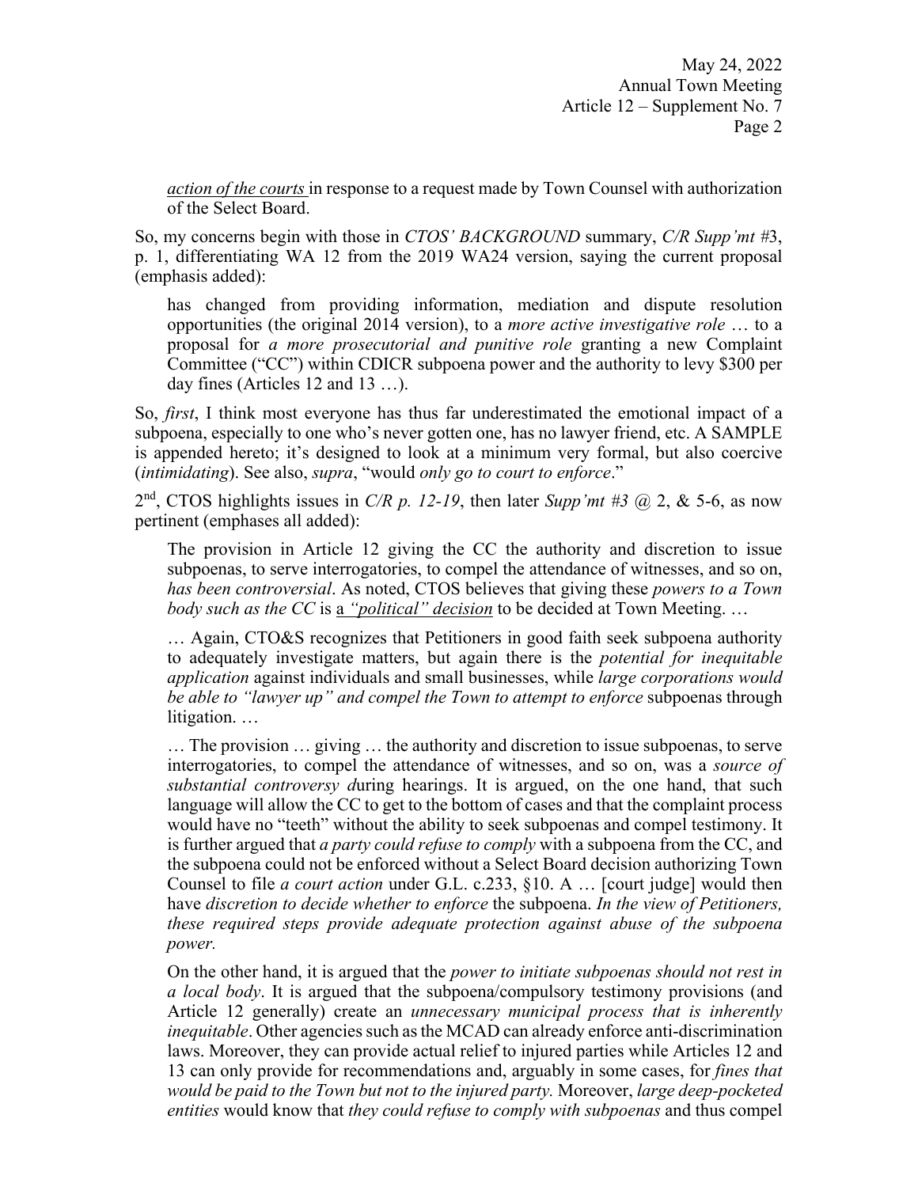*action of the courts* in response to a request made by Town Counsel with authorization of the Select Board.

So, my concerns begin with those in *CTOS' BACKGROUND* summary, *C/R Supp'mt* #3, p. 1, differentiating WA 12 from the 2019 WA24 version, saying the current proposal (emphasis added):

> has changed from providing information, mediation and dispute resolution opportunities (the original 2014 version), to a *more active investigative role* … to a proposal for *a more prosecutorial and punitive role* granting a new Complaint Committee ("CC") within CDICR subpoena power and the authority to levy $300 per day fines (Articles 12 and 13 …).

So, *first*, I think most everyone has thus far underestimated the emotional impact of a subpoena, especially to one who's never gotten one, has no lawyer friend, etc. A SAMPLE is appended hereto; it's designed to look at a minimum very formal, but also coercive (*intimidating*). See also, *supra*, "would *only go to court to enforce*."

2nd, CTOS highlights issues in *C/R p. 12-19*, then later *Supp'mt #3* @ 2, & 5-6, as now pertinent (emphases all added):

> The provision in Article 12 giving the CC the authority and discretion to issue subpoenas, to serve interrogatories, to compel the attendance of witnesses, and so on, *has been controversial*. As noted, CTOS believes that giving these *powers to a Town body such as the CC* is a *"political" decision* to be decided at Town Meeting. …
>
> … Again, CTO&S recognizes that Petitioners in good faith seek subpoena authority to adequately investigate matters, but again there is the *potential for inequitable application* against individuals and small businesses, while *large corporations would be able to "lawyer up" and compel the Town to attempt to enforce* subpoenas through litigation. …
>
> … The provision … giving … the authority and discretion to issue subpoenas, to serve interrogatories, to compel the attendance of witnesses, and so on, was a *source of substantial controversy d*uring hearings. It is argued, on the one hand, that such language will allow the CC to get to the bottom of cases and that the complaint process would have no "teeth" without the ability to seek subpoenas and compel testimony. It is further argued that *a party could refuse to comply* with a subpoena from the CC, and the subpoena could not be enforced without a Select Board decision authorizing Town Counsel to file *a court action* under G.L. c.233, §10. A … [court judge] would then have *discretion to decide whether to enforce* the subpoena. *In the view of Petitioners, these required steps provide adequate protection against abuse of the subpoena power.*
>
> On the other hand, it is argued that the *power to initiate subpoenas should not rest in a local body*. It is argued that the subpoena/compulsory testimony provisions (and Article 12 generally) create an *unnecessary municipal process that is inherently inequitable*. Other agencies such as the MCAD can already enforce anti-discrimination laws. Moreover, they can provide actual relief to injured parties while Articles 12 and 13 can only provide for recommendations and, arguably in some cases, for *fines that would be paid to the Town but not to the injured party.* Moreover, *large deep-pocketed entities* would know that *they could refuse to comply with subpoenas* and thus compel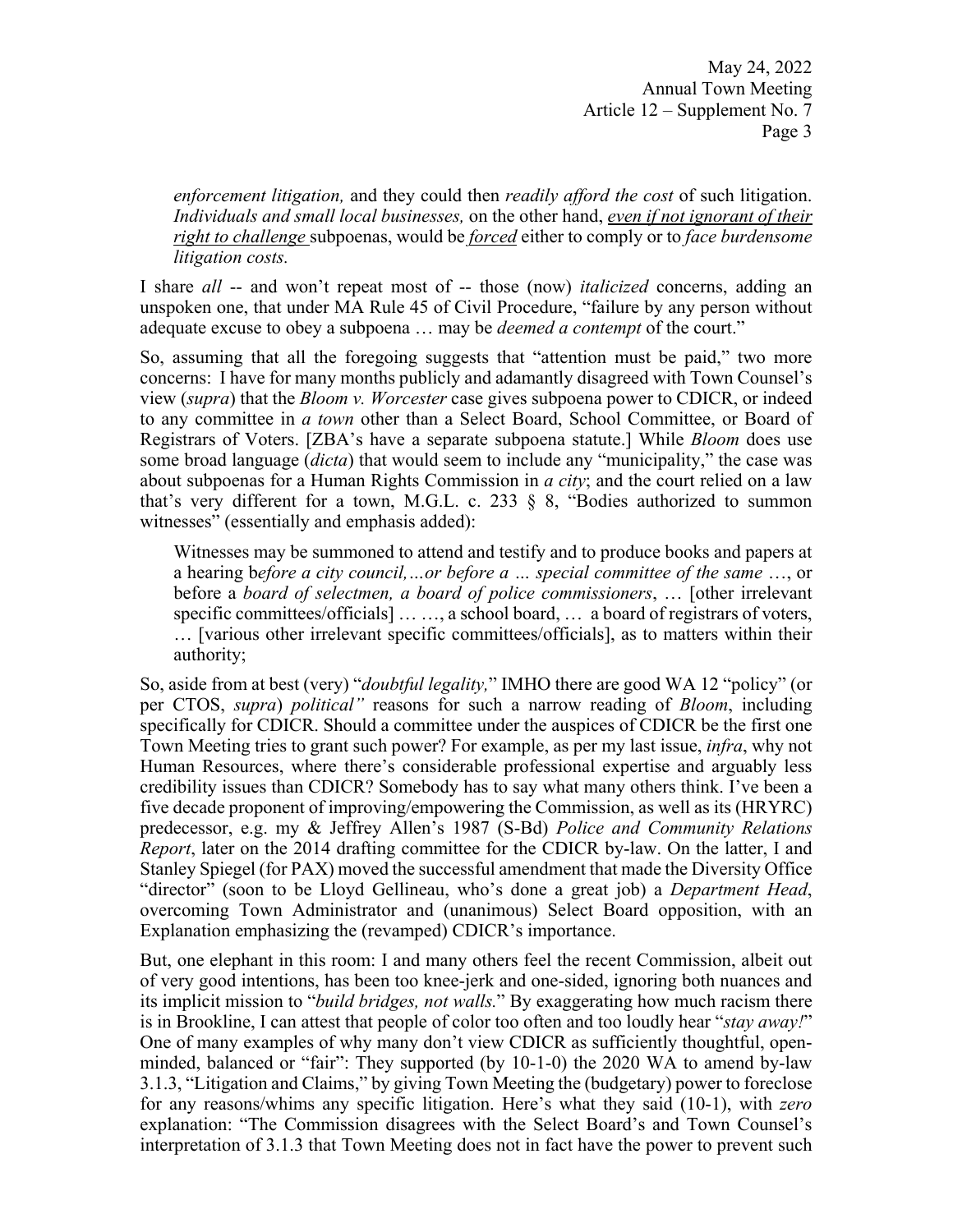> *enforcement litigation,* and they could then *readily afford the cost* of such litigation. *Individuals and small local businesses,* on the other hand, *<u>even if not ignorant of their right to challenge</u>* subpoenas, would be *<u>forced</u>* either to comply or to *face burdensome litigation costs.*

I share *all* -- and won't repeat most of -- those (now) *italicized* concerns, adding an unspoken one, that under MA Rule 45 of Civil Procedure, "failure by any person without adequate excuse to obey a subpoena … may be *deemed a contempt* of the court."

So, assuming that all the foregoing suggests that "attention must be paid," two more concerns: I have for many months publicly and adamantly disagreed with Town Counsel's view (*supra*) that the *Bloom v. Worcester* case gives subpoena power to CDICR, or indeed to any committee in *a town* other than a Select Board, School Committee, or Board of Registrars of Voters. [ZBA's have a separate subpoena statute.] While *Bloom* does use some broad language (*dicta*) that would seem to include any "municipality," the case was about subpoenas for a Human Rights Commission in *a city*; and the court relied on a law that's very different for a town, M.G.L. c. 233 § 8, "Bodies authorized to summon witnesses" (essentially and emphasis added):

> Witnesses may be summoned to attend and testify and to produce books and papers at a hearing b*efore a city council,…or before a … special committee of the same* …, or before a *board of selectmen, a board of police commissioners*, … [other irrelevant specific committees/officials] … …, a school board, … a board of registrars of voters, … [various other irrelevant specific committees/officials], as to matters within their authority;

So, aside from at best (very) "*doubtful legality,*" IMHO there are good WA 12 "policy" (or per CTOS, *supra*) *political"* reasons for such a narrow reading of *Bloom*, including specifically for CDICR. Should a committee under the auspices of CDICR be the first one Town Meeting tries to grant such power? For example, as per my last issue, *infra*, why not Human Resources, where there's considerable professional expertise and arguably less credibility issues than CDICR? Somebody has to say what many others think. I've been a five decade proponent of improving/empowering the Commission, as well as its (HRYRC) predecessor, e.g. my & Jeffrey Allen's 1987 (S-Bd) *Police and Community Relations Report*, later on the 2014 drafting committee for the CDICR by-law. On the latter, I and Stanley Spiegel (for PAX) moved the successful amendment that made the Diversity Office "director" (soon to be Lloyd Gellineau, who's done a great job) a *Department Head*, overcoming Town Administrator and (unanimous) Select Board opposition, with an Explanation emphasizing the (revamped) CDICR's importance.

But, one elephant in this room: I and many others feel the recent Commission, albeit out of very good intentions, has been too knee-jerk and one-sided, ignoring both nuances and its implicit mission to "*build bridges, not walls.*" By exaggerating how much racism there is in Brookline, I can attest that people of color too often and too loudly hear "*stay away!*" One of many examples of why many don't view CDICR as sufficiently thoughtful, open-minded, balanced or "fair": They supported (by 10-1-0) the 2020 WA to amend by-law 3.1.3, "Litigation and Claims," by giving Town Meeting the (budgetary) power to foreclose for any reasons/whims any specific litigation. Here's what they said (10-1), with *zero* explanation: "The Commission disagrees with the Select Board's and Town Counsel's interpretation of 3.1.3 that Town Meeting does not in fact have the power to prevent such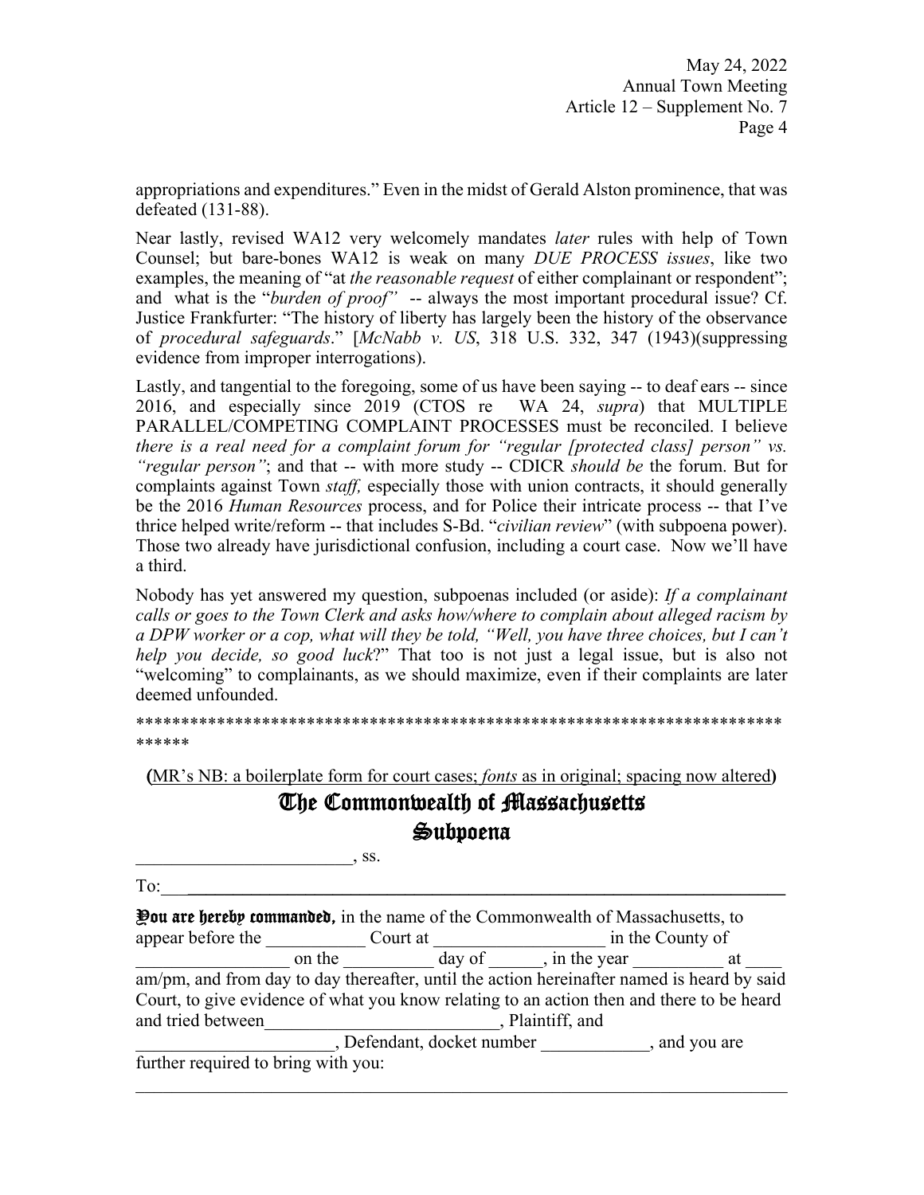appropriations and expenditures." Even in the midst of Gerald Alston prominence, that was defeated (131-88).

Near lastly, revised WA12 very welcomely mandates *later* rules with help of Town Counsel; but bare-bones WA12 is weak on many *DUE PROCESS issues*, like two examples, the meaning of "at *the reasonable request* of either complainant or respondent"; and what is the "*burden of proof"* -- always the most important procedural issue? Cf. Justice Frankfurter: "The history of liberty has largely been the history of the observance of *procedural safeguards*." [*McNabb v. US*, 318 U.S. 332, 347 (1943)(suppressing evidence from improper interrogations).

Lastly, and tangential to the foregoing, some of us have been saying -- to deaf ears -- since 2016, and especially since 2019 (CTOS re WA 24, *supra*) that MULTIPLE PARALLEL/COMPETING COMPLAINT PROCESSES must be reconciled. I believe *there is a real need for a complaint forum for "regular [protected class] person" vs. "regular person"*; and that -- with more study -- CDICR *should be* the forum. But for complaints against Town *staff,* especially those with union contracts, it should generally be the 2016 *Human Resources* process, and for Police their intricate process -- that I've thrice helped write/reform -- that includes S-Bd. "*civilian review*" (with subpoena power). Those two already have jurisdictional confusion, including a court case. Now we'll have a third.

Nobody has yet answered my question, subpoenas included (or aside): *If a complainant calls or goes to the Town Clerk and asks how/where to complain about alleged racism by a DPW worker or a cop, what will they be told, "Well, you have three choices, but I can't help you decide, so good luck*?" That too is not just a legal issue, but is also not "welcoming" to complainants, as we should maximize, even if their complaints are later deemed unfounded.

****************************************************************************

**(**<u>MR's NB: a boilerplate form for court cases; *fonts* as in original; spacing now altered</u>**)**

# The Commonwealth of Massachusetts
# Subpoena

________________________, ss.

To:____________________________________________________________________

**You are hereby commanded,** in the name of the Commonwealth of Massachusetts, to appear before the ___________ Court at __________________ in the County of _________________ on the __________ day of ______, in the year __________ at ____ am/pm, and from day to day thereafter, until the action hereinafter named is heard by said Court, to give evidence of what you know relating to an action then and there to be heard and tried between_________________________, Plaintiff, and _____________________, Defendant, docket number ____________, and you are further required to bring with you:

______________________________________________________________________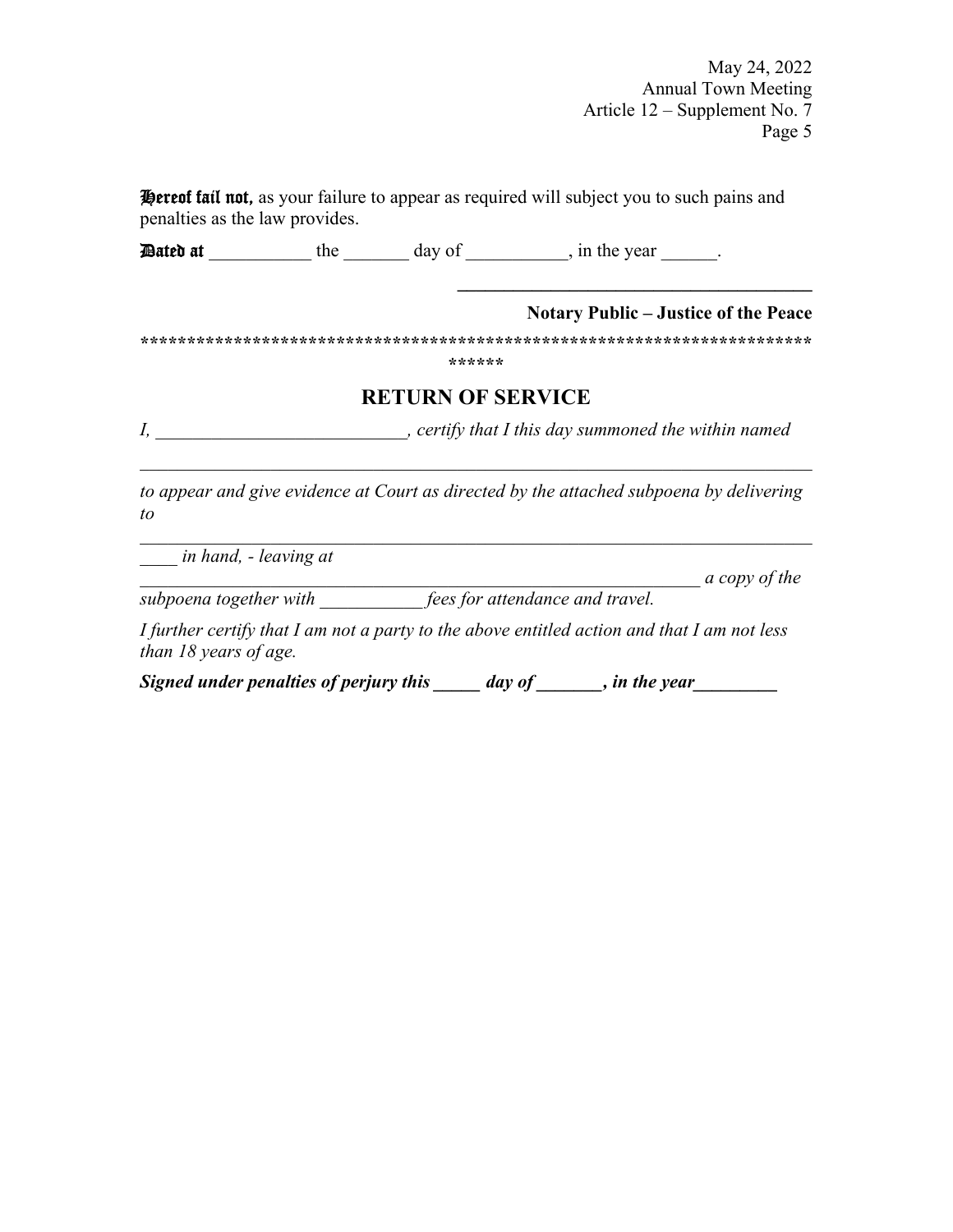**Hereof fail not,** as your failure to appear as required will subject you to such pains and penalties as the law provides.

**Dated at** ___________ the _______ day of ___________, in the year ______.

________________________________________

**Notary Public – Justice of the Peace**

****************************************************************************

## RETURN OF SERVICE

*I, ___________________________, certify that I this day summoned the within named*

_____________________________________________________________________________

*to appear and give evidence at Court as directed by the attached subpoena by delivering to*

_____________________________________________________________________________

*____ in hand, - leaving at*

*_______________________________________________________________ a copy of the subpoena together with ___________ fees for attendance and travel.*

*I further certify that I am not a party to the above entitled action and that I am not less than 18 years of age.*

***Signed under penalties of perjury this _____ day of _______, in the year_________***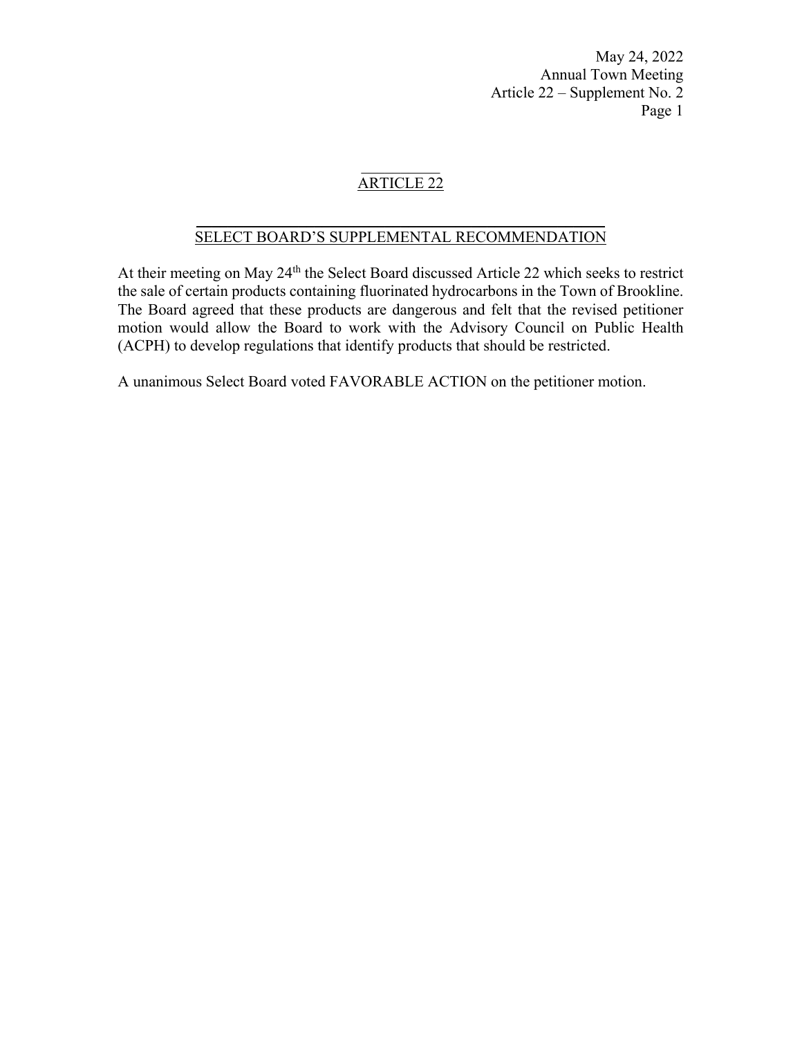## ARTICLE 22

## SELECT BOARD'S SUPPLEMENTAL RECOMMENDATION

At their meeting on May 24th the Select Board discussed Article 22 which seeks to restrict the sale of certain products containing fluorinated hydrocarbons in the Town of Brookline. The Board agreed that these products are dangerous and felt that the revised petitioner motion would allow the Board to work with the Advisory Council on Public Health (ACPH) to develop regulations that identify products that should be restricted.

A unanimous Select Board voted FAVORABLE ACTION on the petitioner motion.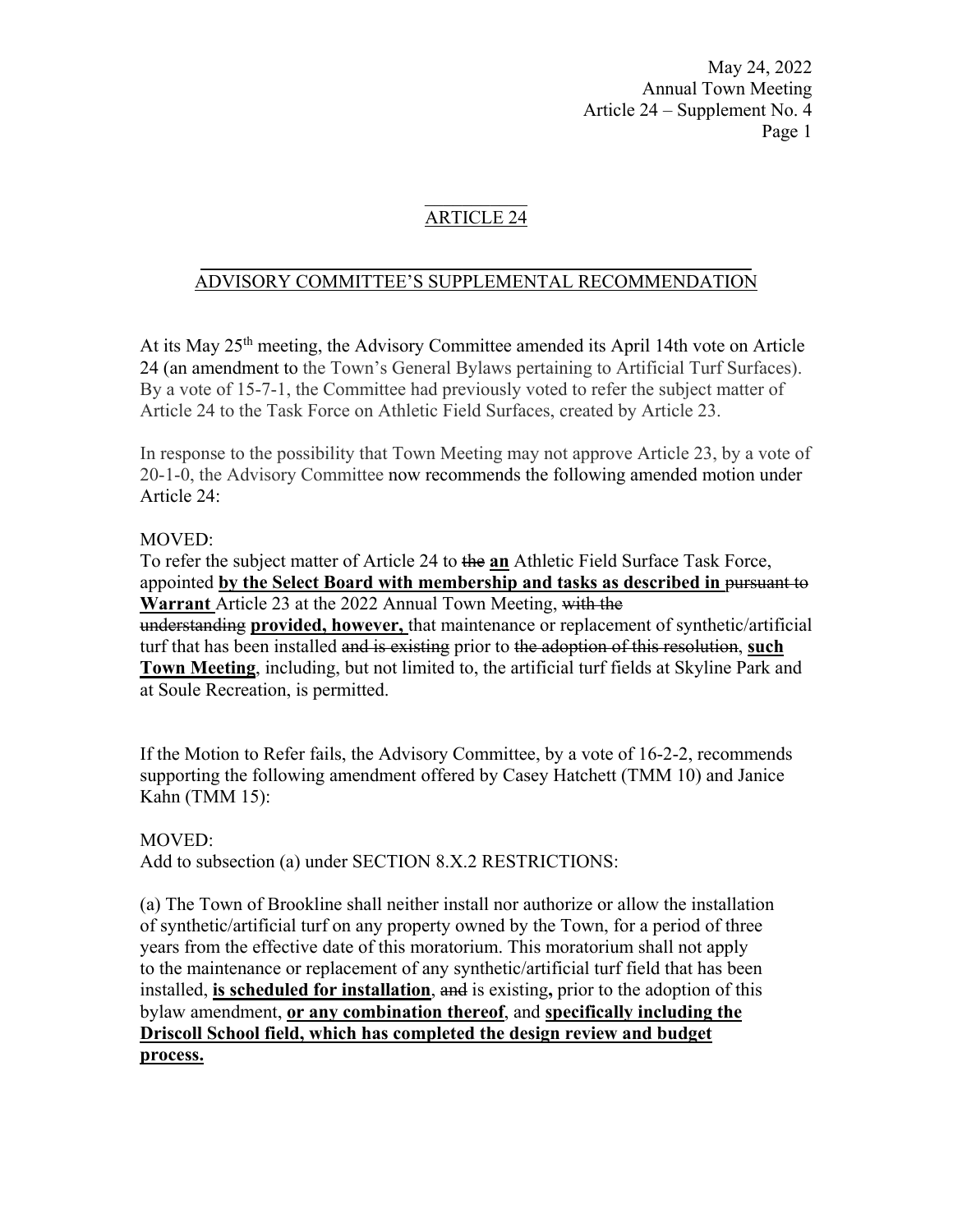## ARTICLE 24

## ADVISORY COMMITTEE'S SUPPLEMENTAL RECOMMENDATION

At its May 25th meeting, the Advisory Committee amended its April 14th vote on Article 24 (an amendment to the Town's General Bylaws pertaining to Artificial Turf Surfaces). By a vote of 15-7-1, the Committee had previously voted to refer the subject matter of Article 24 to the Task Force on Athletic Field Surfaces, created by Article 23.

In response to the possibility that Town Meeting may not approve Article 23, by a vote of 20-1-0, the Advisory Committee now recommends the following amended motion under Article 24:

MOVED:
To refer the subject matter of Article 24 to ~~the~~ **an** Athletic Field Surface Task Force, appointed **by the Select Board with membership and tasks as described in** ~~pursuant to~~ **Warrant** Article 23 at the 2022 Annual Town Meeting, ~~with the understanding~~ **provided, however,** that maintenance or replacement of synthetic/artificial turf that has been installed ~~and is existing~~ prior to ~~the adoption of this resolution~~, **such Town Meeting**, including, but not limited to, the artificial turf fields at Skyline Park and at Soule Recreation, is permitted.

If the Motion to Refer fails, the Advisory Committee, by a vote of 16-2-2, recommends supporting the following amendment offered by Casey Hatchett (TMM 10) and Janice Kahn (TMM 15):

MOVED:
Add to subsection (a) under SECTION 8.X.2 RESTRICTIONS:

(a) The Town of Brookline shall neither install nor authorize or allow the installation of synthetic/artificial turf on any property owned by the Town, for a period of three years from the effective date of this moratorium. This moratorium shall not apply to the maintenance or replacement of any synthetic/artificial turf field that has been installed, **is scheduled for installation**, ~~and~~ is existing**,** prior to the adoption of this bylaw amendment, **or any combination thereof**, and **specifically including the Driscoll School field, which has completed the design review and budget process.**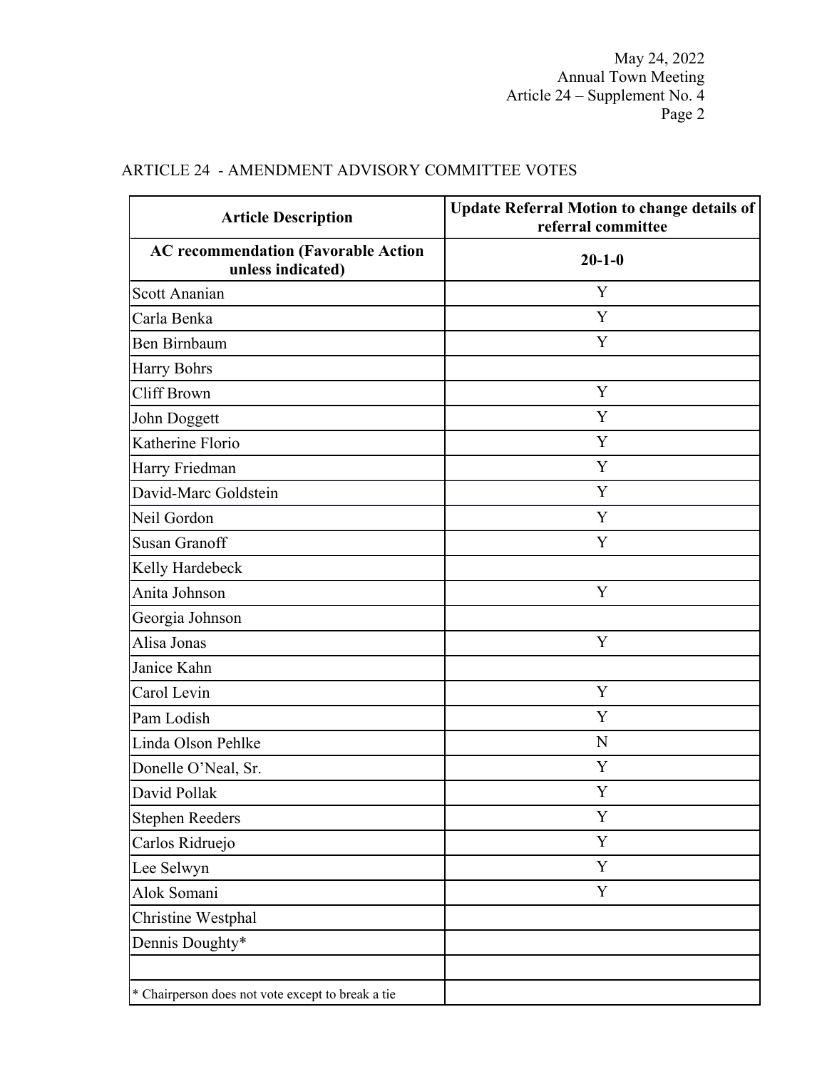May 24, 2022
Annual Town Meeting
Article 24 – Supplement No. 4

## ARTICLE 24 - AMENDMENT ADVISORY COMMITTEE VOTES

| Article Description | Update Referral Motion to change details of referral committee |
|---|---|
| **AC recommendation (Favorable Action unless indicated)** | **20-1-0** |
| Scott Ananian | Y |
| Carla Benka | Y |
| Ben Birnbaum | Y |
| Harry Bohrs | |
| Cliff Brown | Y |
| John Doggett | Y |
| Katherine Florio | Y |
| Harry Friedman | Y |
| David-Marc Goldstein | Y |
| Neil Gordon | Y |
| Susan Granoff | Y |
| Kelly Hardebeck | |
| Anita Johnson | Y |
| Georgia Johnson | |
| Alisa Jonas | Y |
| Janice Kahn | |
| Carol Levin | Y |
| Pam Lodish | Y |
| Linda Olson Pehlke | N |
| Donelle O'Neal, Sr. | Y |
| David Pollak | Y |
| Stephen Reeders | Y |
| Carlos Ridruejo | Y |
| Lee Selwyn | Y |
| Alok Somani | Y |
| Christine Westphal | |
| Dennis Doughty* | |
| | |
| * Chairperson does not vote except to break a tie | |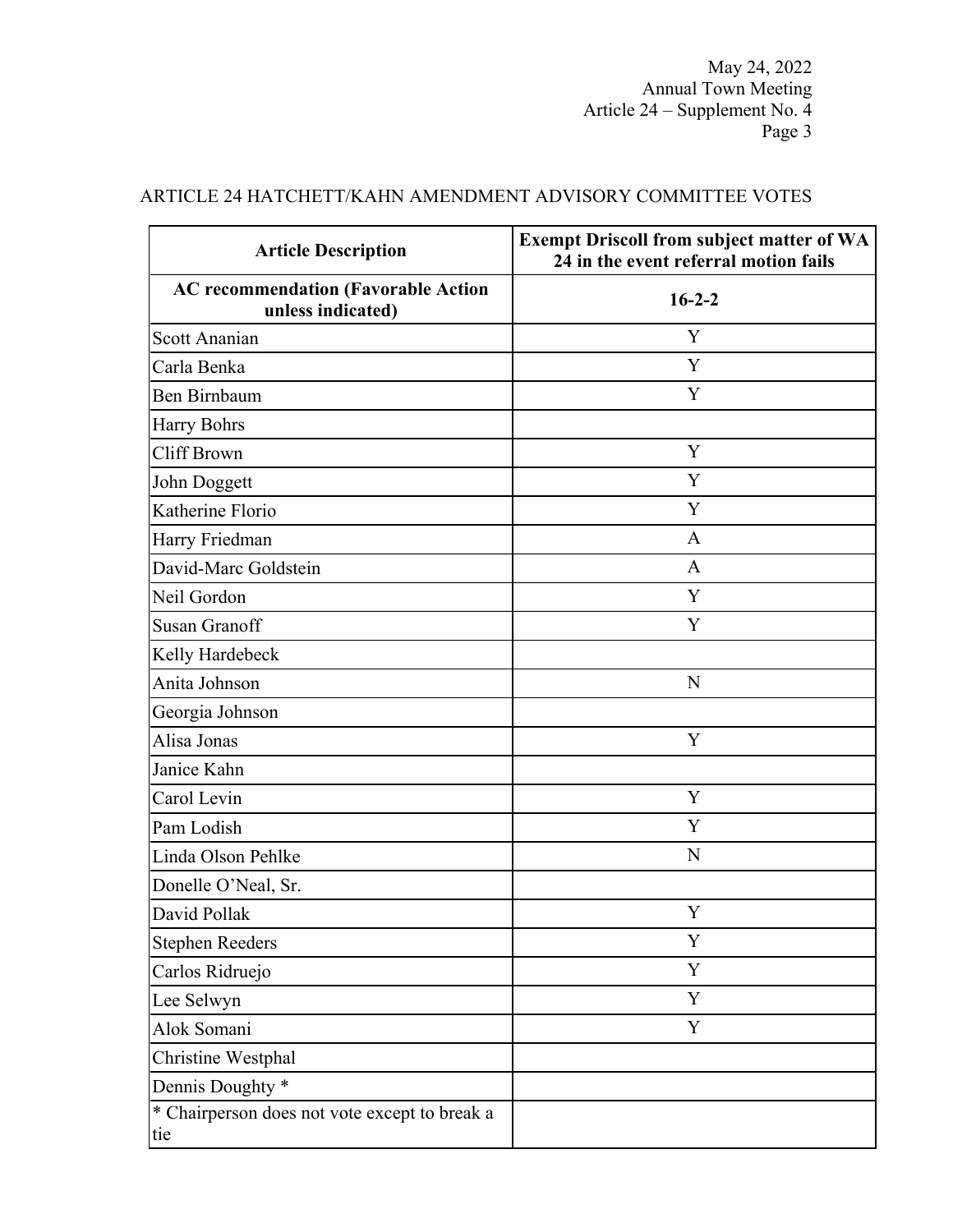ARTICLE 24 HATCHETT/KAHN AMENDMENT ADVISORY COMMITTEE VOTES

| Article Description | Exempt Driscoll from subject matter of WA 24 in the event referral motion fails |
|---|---|
| **AC recommendation (Favorable Action unless indicated)** | **16-2-2** |
| Scott Ananian | Y |
| Carla Benka | Y |
| Ben Birnbaum | Y |
| Harry Bohrs | |
| Cliff Brown | Y |
| John Doggett | Y |
| Katherine Florio | Y |
| Harry Friedman | A |
| David-Marc Goldstein | A |
| Neil Gordon | Y |
| Susan Granoff | Y |
| Kelly Hardebeck | |
| Anita Johnson | N |
| Georgia Johnson | |
| Alisa Jonas | Y |
| Janice Kahn | |
| Carol Levin | Y |
| Pam Lodish | Y |
| Linda Olson Pehlke | N |
| Donelle O'Neal, Sr. | |
| David Pollak | Y |
| Stephen Reeders | Y |
| Carlos Ridruejo | Y |
| Lee Selwyn | Y |
| Alok Somani | Y |
| Christine Westphal | |
| Dennis Doughty * | |
| * Chairperson does not vote except to break a tie | |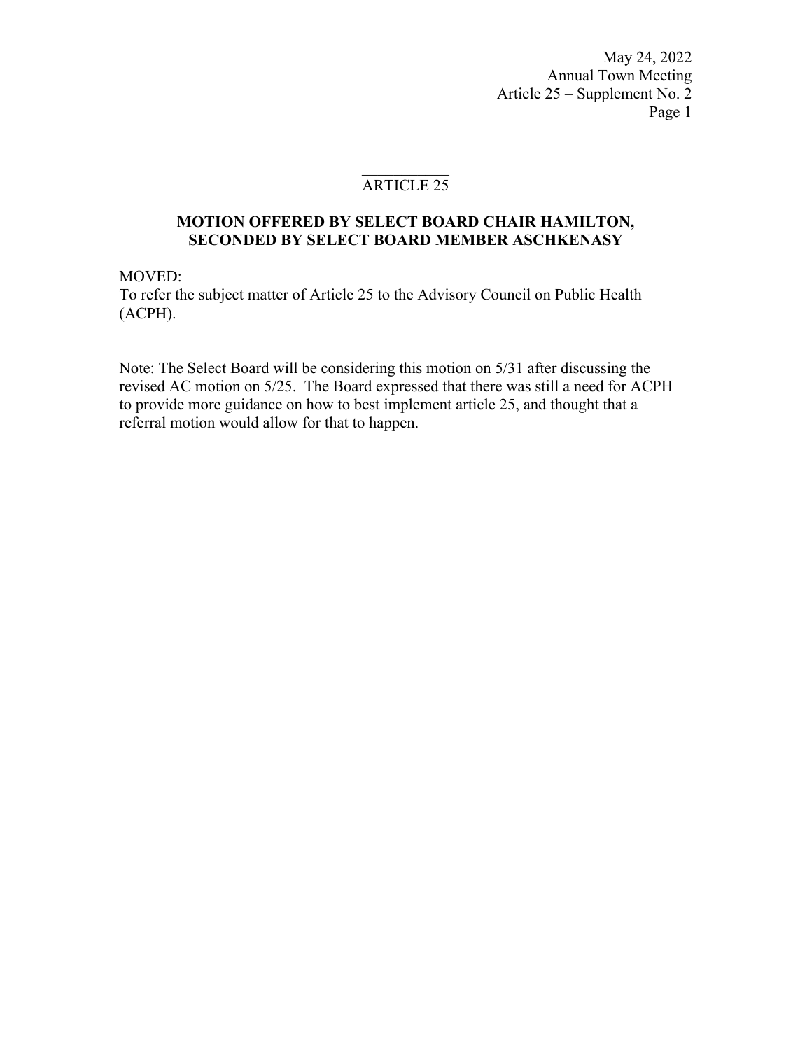## ARTICLE 25

**MOTION OFFERED BY SELECT BOARD CHAIR HAMILTON, SECONDED BY SELECT BOARD MEMBER ASCHKENASY**

MOVED:
To refer the subject matter of Article 25 to the Advisory Council on Public Health (ACPH).

Note: The Select Board will be considering this motion on 5/31 after discussing the revised AC motion on 5/25. The Board expressed that there was still a need for ACPH to provide more guidance on how to best implement article 25, and thought that a referral motion would allow for that to happen.